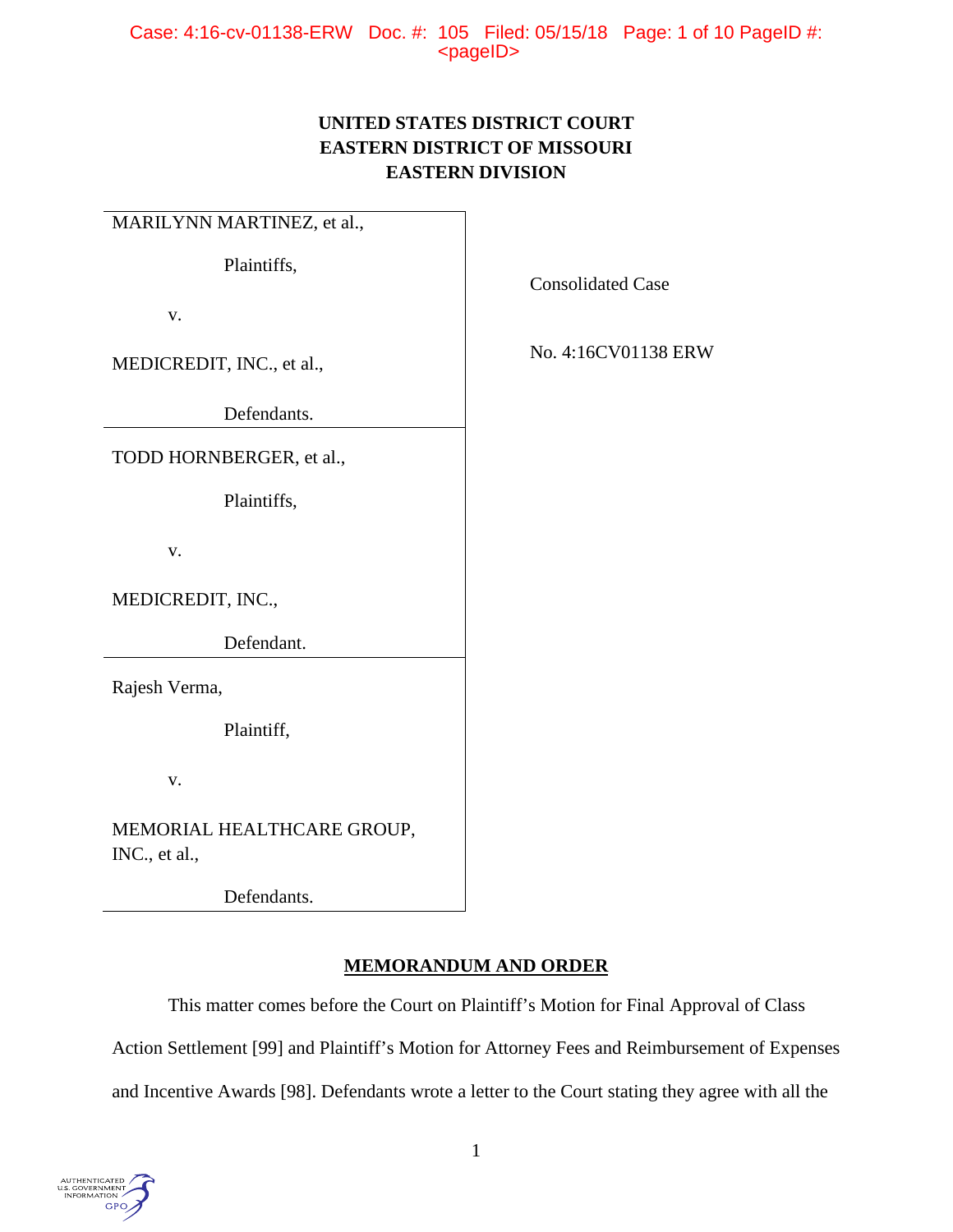**UNITED STATES DISTRICT COURT**
**EASTERN DISTRICT OF MISSOURI**
**EASTERN DIVISION**

| | |
|---|---|
| MARILYNN MARTINEZ, et al., Plaintiffs, v. MEDICREDIT, INC., et al., Defendants. | Consolidated Case |
| TODD HORNBERGER, et al., Plaintiffs, v. MEDICREDIT, INC., Defendant. | No. 4:16CV01138 ERW |
| Rajesh Verma, Plaintiff, v. MEMORIAL HEALTHCARE GROUP, INC., et al., Defendants. | |

**MEMORANDUM AND ORDER**

This matter comes before the Court on Plaintiff's Motion for Final Approval of Class Action Settlement [99] and Plaintiff's Motion for Attorney Fees and Reimbursement of Expenses and Incentive Awards [98]. Defendants wrote a letter to the Court stating they agree with all the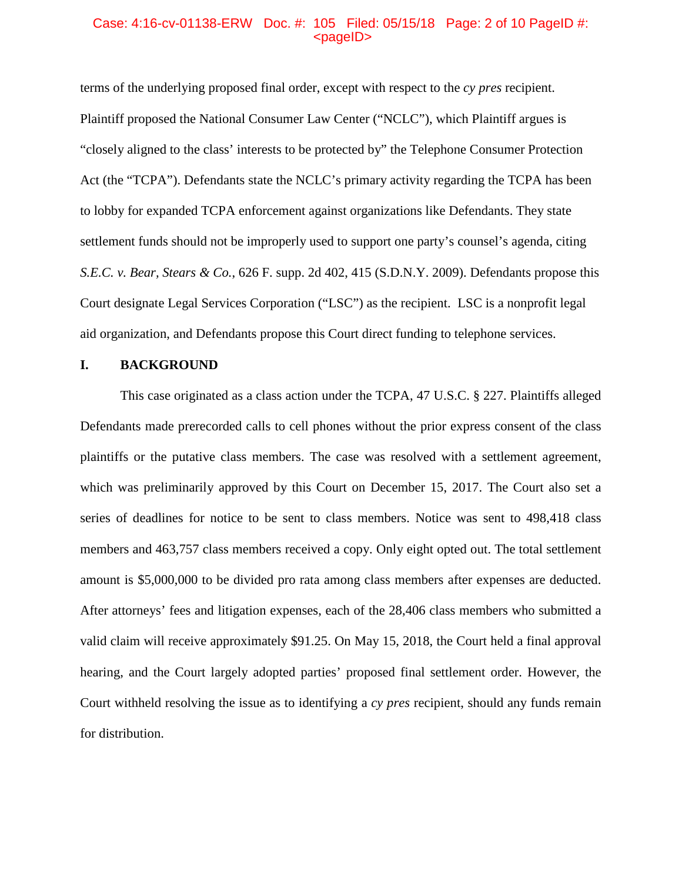terms of the underlying proposed final order, except with respect to the *cy pres* recipient. Plaintiff proposed the National Consumer Law Center ("NCLC"), which Plaintiff argues is "closely aligned to the class' interests to be protected by" the Telephone Consumer Protection Act (the "TCPA"). Defendants state the NCLC's primary activity regarding the TCPA has been to lobby for expanded TCPA enforcement against organizations like Defendants. They state settlement funds should not be improperly used to support one party's counsel's agenda, citing *S.E.C. v. Bear, Stears & Co.*, 626 F. supp. 2d 402, 415 (S.D.N.Y. 2009). Defendants propose this Court designate Legal Services Corporation ("LSC") as the recipient. LSC is a nonprofit legal aid organization, and Defendants propose this Court direct funding to telephone services.

## I. BACKGROUND

This case originated as a class action under the TCPA, 47 U.S.C. § 227. Plaintiffs alleged Defendants made prerecorded calls to cell phones without the prior express consent of the class plaintiffs or the putative class members. The case was resolved with a settlement agreement, which was preliminarily approved by this Court on December 15, 2017. The Court also set a series of deadlines for notice to be sent to class members. Notice was sent to 498,418 class members and 463,757 class members received a copy. Only eight opted out. The total settlement amount is $5,000,000 to be divided pro rata among class members after expenses are deducted. After attorneys' fees and litigation expenses, each of the 28,406 class members who submitted a valid claim will receive approximately $91.25. On May 15, 2018, the Court held a final approval hearing, and the Court largely adopted parties' proposed final settlement order. However, the Court withheld resolving the issue as to identifying a *cy pres* recipient, should any funds remain for distribution.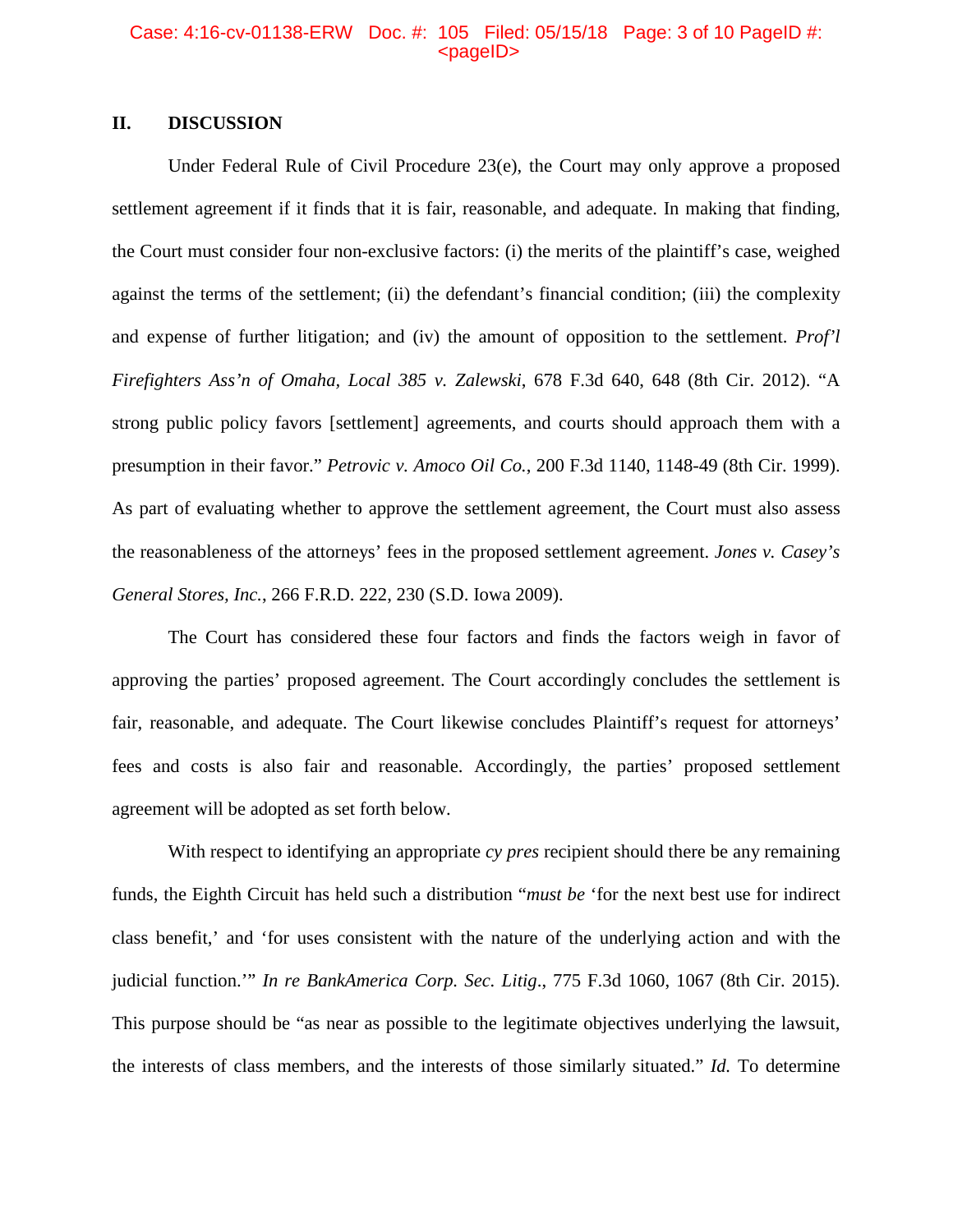## II. DISCUSSION

Under Federal Rule of Civil Procedure 23(e), the Court may only approve a proposed settlement agreement if it finds that it is fair, reasonable, and adequate. In making that finding, the Court must consider four non-exclusive factors: (i) the merits of the plaintiff's case, weighed against the terms of the settlement; (ii) the defendant's financial condition; (iii) the complexity and expense of further litigation; and (iv) the amount of opposition to the settlement. *Prof'l Firefighters Ass'n of Omaha, Local 385 v. Zalewski*, 678 F.3d 640, 648 (8th Cir. 2012). "A strong public policy favors [settlement] agreements, and courts should approach them with a presumption in their favor." *Petrovic v. Amoco Oil Co.*, 200 F.3d 1140, 1148-49 (8th Cir. 1999). As part of evaluating whether to approve the settlement agreement, the Court must also assess the reasonableness of the attorneys' fees in the proposed settlement agreement. *Jones v. Casey's General Stores, Inc.*, 266 F.R.D. 222, 230 (S.D. Iowa 2009).

The Court has considered these four factors and finds the factors weigh in favor of approving the parties' proposed agreement. The Court accordingly concludes the settlement is fair, reasonable, and adequate. The Court likewise concludes Plaintiff's request for attorneys' fees and costs is also fair and reasonable. Accordingly, the parties' proposed settlement agreement will be adopted as set forth below.

With respect to identifying an appropriate *cy pres* recipient should there be any remaining funds, the Eighth Circuit has held such a distribution "*must be* 'for the next best use for indirect class benefit,' and 'for uses consistent with the nature of the underlying action and with the judicial function.'" *In re BankAmerica Corp. Sec. Litig*., 775 F.3d 1060, 1067 (8th Cir. 2015). This purpose should be "as near as possible to the legitimate objectives underlying the lawsuit, the interests of class members, and the interests of those similarly situated." *Id.* To determine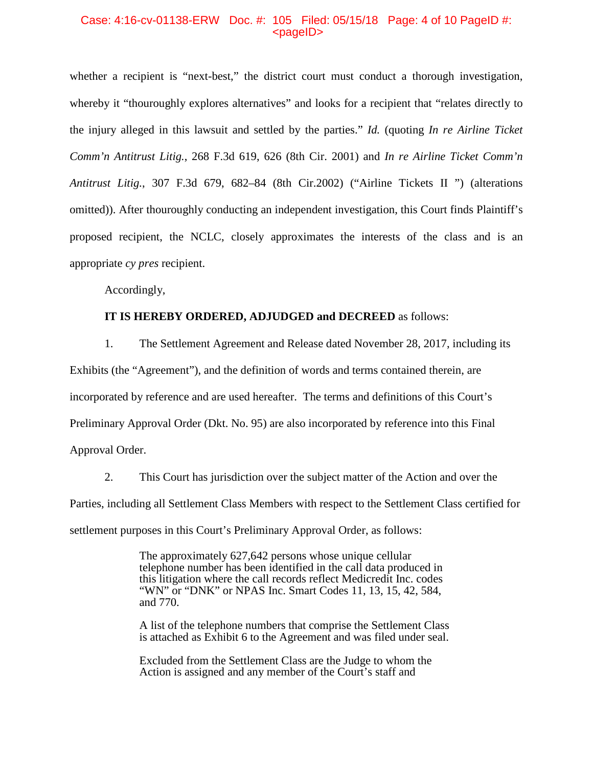whether a recipient is "next-best," the district court must conduct a thorough investigation, whereby it "thouroughly explores alternatives" and looks for a recipient that "relates directly to the injury alleged in this lawsuit and settled by the parties." *Id.* (quoting *In re Airline Ticket Comm'n Antitrust Litig.*, 268 F.3d 619, 626 (8th Cir. 2001) and *In re Airline Ticket Comm'n Antitrust Litig.*, 307 F.3d 679, 682–84 (8th Cir.2002) ("Airline Tickets II ") (alterations omitted)). After thouroughly conducting an independent investigation, this Court finds Plaintiff's proposed recipient, the NCLC, closely approximates the interests of the class and is an appropriate *cy pres* recipient.

Accordingly,

**IT IS HEREBY ORDERED, ADJUDGED and DECREED** as follows:

1. The Settlement Agreement and Release dated November 28, 2017, including its Exhibits (the "Agreement"), and the definition of words and terms contained therein, are incorporated by reference and are used hereafter. The terms and definitions of this Court's Preliminary Approval Order (Dkt. No. 95) are also incorporated by reference into this Final Approval Order.

2. This Court has jurisdiction over the subject matter of the Action and over the Parties, including all Settlement Class Members with respect to the Settlement Class certified for settlement purposes in this Court's Preliminary Approval Order, as follows:

> The approximately 627,642 persons whose unique cellular telephone number has been identified in the call data produced in this litigation where the call records reflect Medicredit Inc. codes "WN" or "DNK" or NPAS Inc. Smart Codes 11, 13, 15, 42, 584, and 770.
>
> A list of the telephone numbers that comprise the Settlement Class is attached as Exhibit 6 to the Agreement and was filed under seal.
>
> Excluded from the Settlement Class are the Judge to whom the Action is assigned and any member of the Court's staff and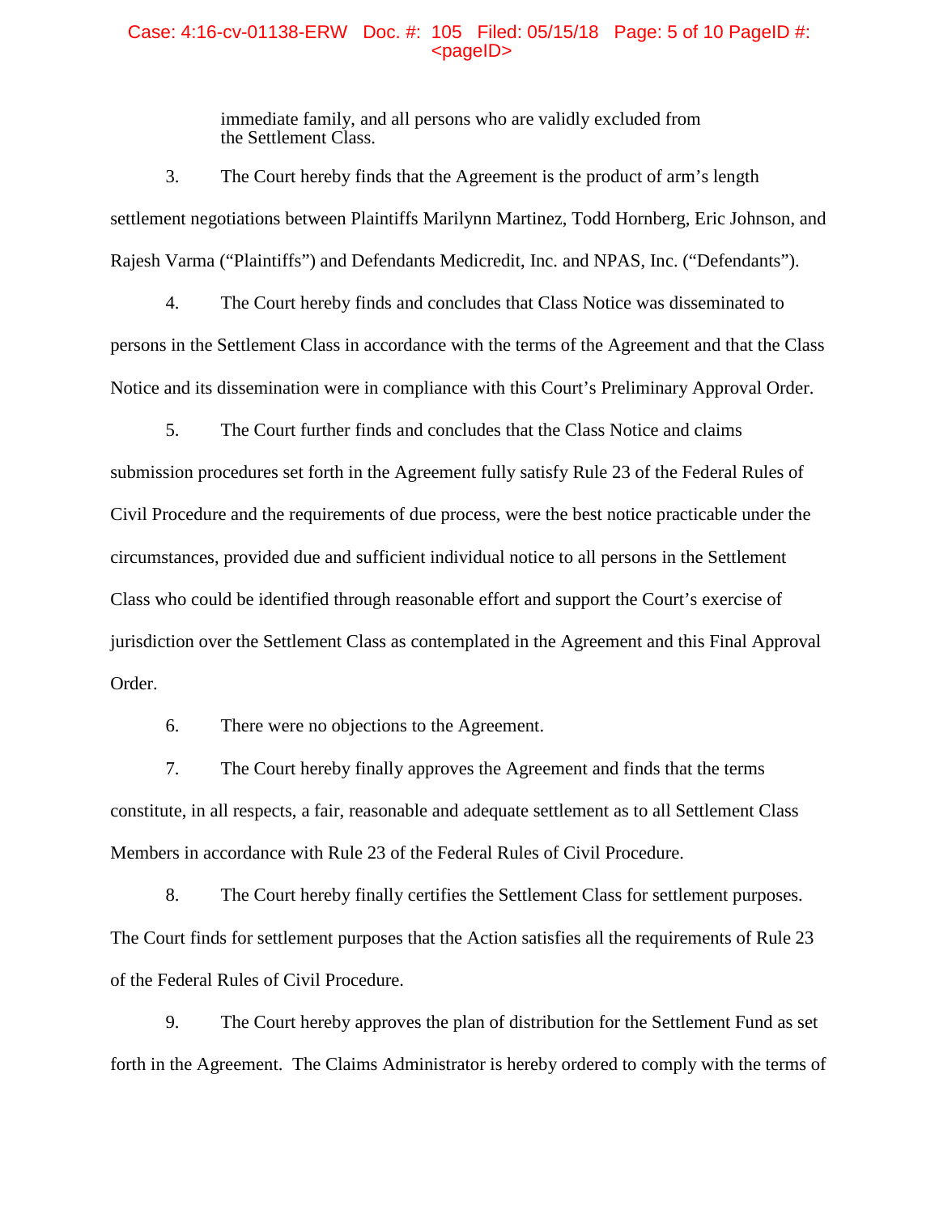immediate family, and all persons who are validly excluded from the Settlement Class.

3. The Court hereby finds that the Agreement is the product of arm's length settlement negotiations between Plaintiffs Marilynn Martinez, Todd Hornberg, Eric Johnson, and Rajesh Varma ("Plaintiffs") and Defendants Medicredit, Inc. and NPAS, Inc. ("Defendants").

4. The Court hereby finds and concludes that Class Notice was disseminated to persons in the Settlement Class in accordance with the terms of the Agreement and that the Class Notice and its dissemination were in compliance with this Court's Preliminary Approval Order.

5. The Court further finds and concludes that the Class Notice and claims submission procedures set forth in the Agreement fully satisfy Rule 23 of the Federal Rules of Civil Procedure and the requirements of due process, were the best notice practicable under the circumstances, provided due and sufficient individual notice to all persons in the Settlement Class who could be identified through reasonable effort and support the Court's exercise of jurisdiction over the Settlement Class as contemplated in the Agreement and this Final Approval Order.

6. There were no objections to the Agreement.

7. The Court hereby finally approves the Agreement and finds that the terms constitute, in all respects, a fair, reasonable and adequate settlement as to all Settlement Class Members in accordance with Rule 23 of the Federal Rules of Civil Procedure.

8. The Court hereby finally certifies the Settlement Class for settlement purposes. The Court finds for settlement purposes that the Action satisfies all the requirements of Rule 23 of the Federal Rules of Civil Procedure.

9. The Court hereby approves the plan of distribution for the Settlement Fund as set forth in the Agreement. The Claims Administrator is hereby ordered to comply with the terms of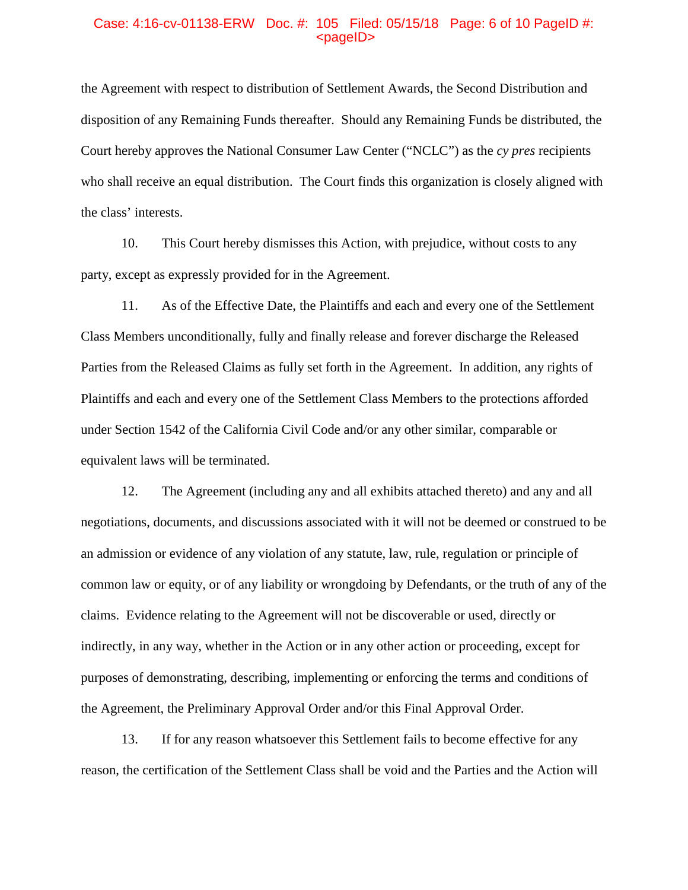the Agreement with respect to distribution of Settlement Awards, the Second Distribution and disposition of any Remaining Funds thereafter. Should any Remaining Funds be distributed, the Court hereby approves the National Consumer Law Center ("NCLC") as the *cy pres* recipients who shall receive an equal distribution. The Court finds this organization is closely aligned with the class' interests.

10. This Court hereby dismisses this Action, with prejudice, without costs to any party, except as expressly provided for in the Agreement.

11. As of the Effective Date, the Plaintiffs and each and every one of the Settlement Class Members unconditionally, fully and finally release and forever discharge the Released Parties from the Released Claims as fully set forth in the Agreement. In addition, any rights of Plaintiffs and each and every one of the Settlement Class Members to the protections afforded under Section 1542 of the California Civil Code and/or any other similar, comparable or equivalent laws will be terminated.

12. The Agreement (including any and all exhibits attached thereto) and any and all negotiations, documents, and discussions associated with it will not be deemed or construed to be an admission or evidence of any violation of any statute, law, rule, regulation or principle of common law or equity, or of any liability or wrongdoing by Defendants, or the truth of any of the claims. Evidence relating to the Agreement will not be discoverable or used, directly or indirectly, in any way, whether in the Action or in any other action or proceeding, except for purposes of demonstrating, describing, implementing or enforcing the terms and conditions of the Agreement, the Preliminary Approval Order and/or this Final Approval Order.

13. If for any reason whatsoever this Settlement fails to become effective for any reason, the certification of the Settlement Class shall be void and the Parties and the Action will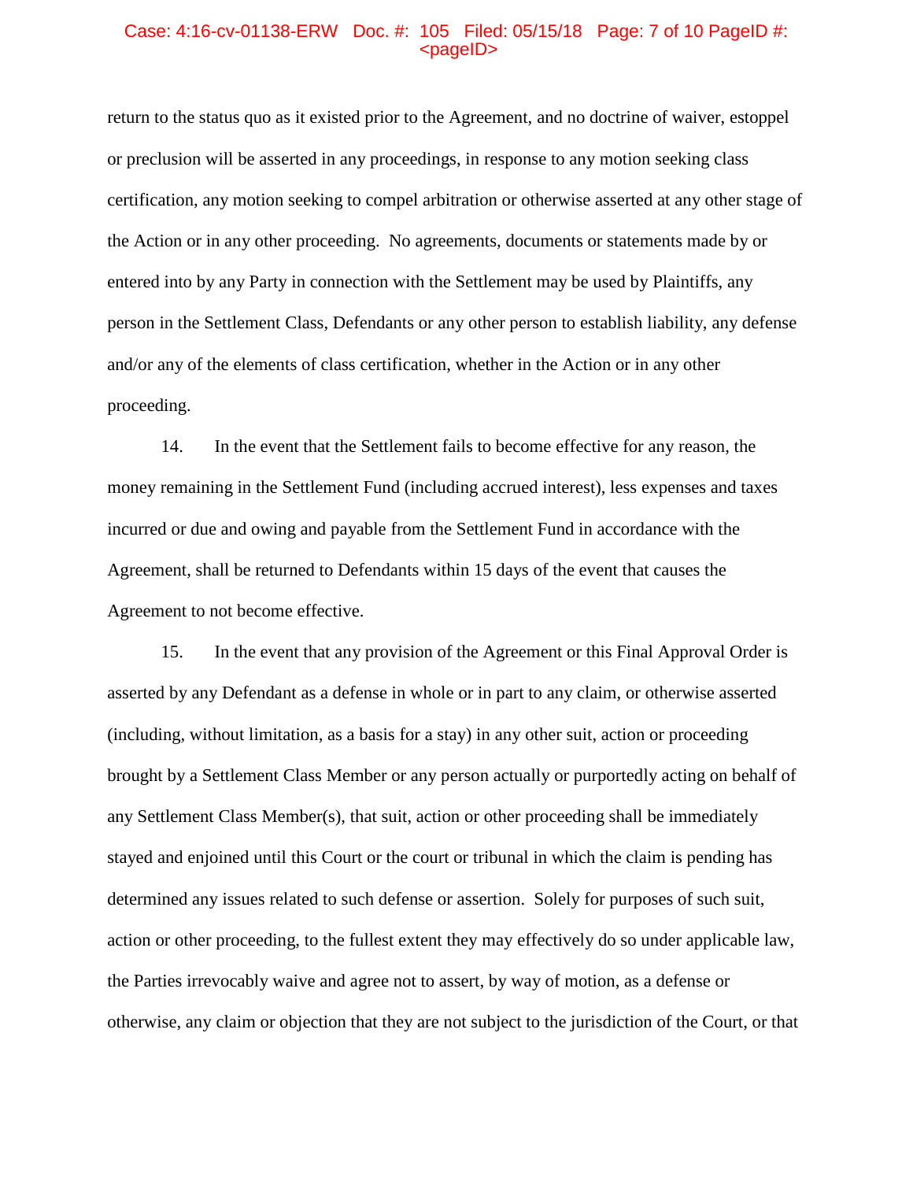return to the status quo as it existed prior to the Agreement, and no doctrine of waiver, estoppel or preclusion will be asserted in any proceedings, in response to any motion seeking class certification, any motion seeking to compel arbitration or otherwise asserted at any other stage of the Action or in any other proceeding. No agreements, documents or statements made by or entered into by any Party in connection with the Settlement may be used by Plaintiffs, any person in the Settlement Class, Defendants or any other person to establish liability, any defense and/or any of the elements of class certification, whether in the Action or in any other proceeding.

14. In the event that the Settlement fails to become effective for any reason, the money remaining in the Settlement Fund (including accrued interest), less expenses and taxes incurred or due and owing and payable from the Settlement Fund in accordance with the Agreement, shall be returned to Defendants within 15 days of the event that causes the Agreement to not become effective.

15. In the event that any provision of the Agreement or this Final Approval Order is asserted by any Defendant as a defense in whole or in part to any claim, or otherwise asserted (including, without limitation, as a basis for a stay) in any other suit, action or proceeding brought by a Settlement Class Member or any person actually or purportedly acting on behalf of any Settlement Class Member(s), that suit, action or other proceeding shall be immediately stayed and enjoined until this Court or the court or tribunal in which the claim is pending has determined any issues related to such defense or assertion. Solely for purposes of such suit, action or other proceeding, to the fullest extent they may effectively do so under applicable law, the Parties irrevocably waive and agree not to assert, by way of motion, as a defense or otherwise, any claim or objection that they are not subject to the jurisdiction of the Court, or that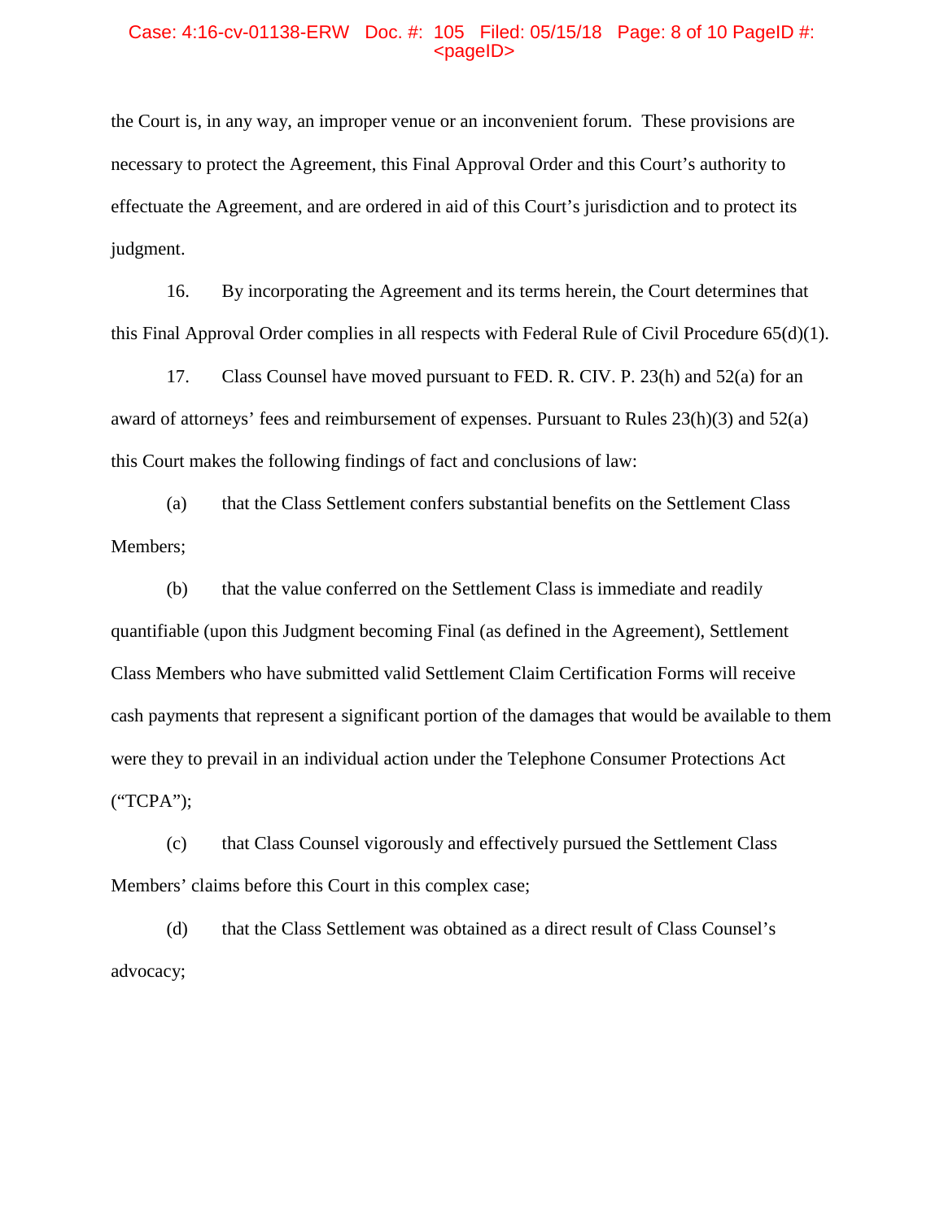the Court is, in any way, an improper venue or an inconvenient forum. These provisions are necessary to protect the Agreement, this Final Approval Order and this Court's authority to effectuate the Agreement, and are ordered in aid of this Court's jurisdiction and to protect its judgment.

16. By incorporating the Agreement and its terms herein, the Court determines that this Final Approval Order complies in all respects with Federal Rule of Civil Procedure 65(d)(1).

17. Class Counsel have moved pursuant to FED. R. CIV. P. 23(h) and 52(a) for an award of attorneys' fees and reimbursement of expenses. Pursuant to Rules 23(h)(3) and 52(a) this Court makes the following findings of fact and conclusions of law:

(a) that the Class Settlement confers substantial benefits on the Settlement Class Members;

(b) that the value conferred on the Settlement Class is immediate and readily quantifiable (upon this Judgment becoming Final (as defined in the Agreement), Settlement Class Members who have submitted valid Settlement Claim Certification Forms will receive cash payments that represent a significant portion of the damages that would be available to them were they to prevail in an individual action under the Telephone Consumer Protections Act ("TCPA");

(c) that Class Counsel vigorously and effectively pursued the Settlement Class Members' claims before this Court in this complex case;

(d) that the Class Settlement was obtained as a direct result of Class Counsel's advocacy;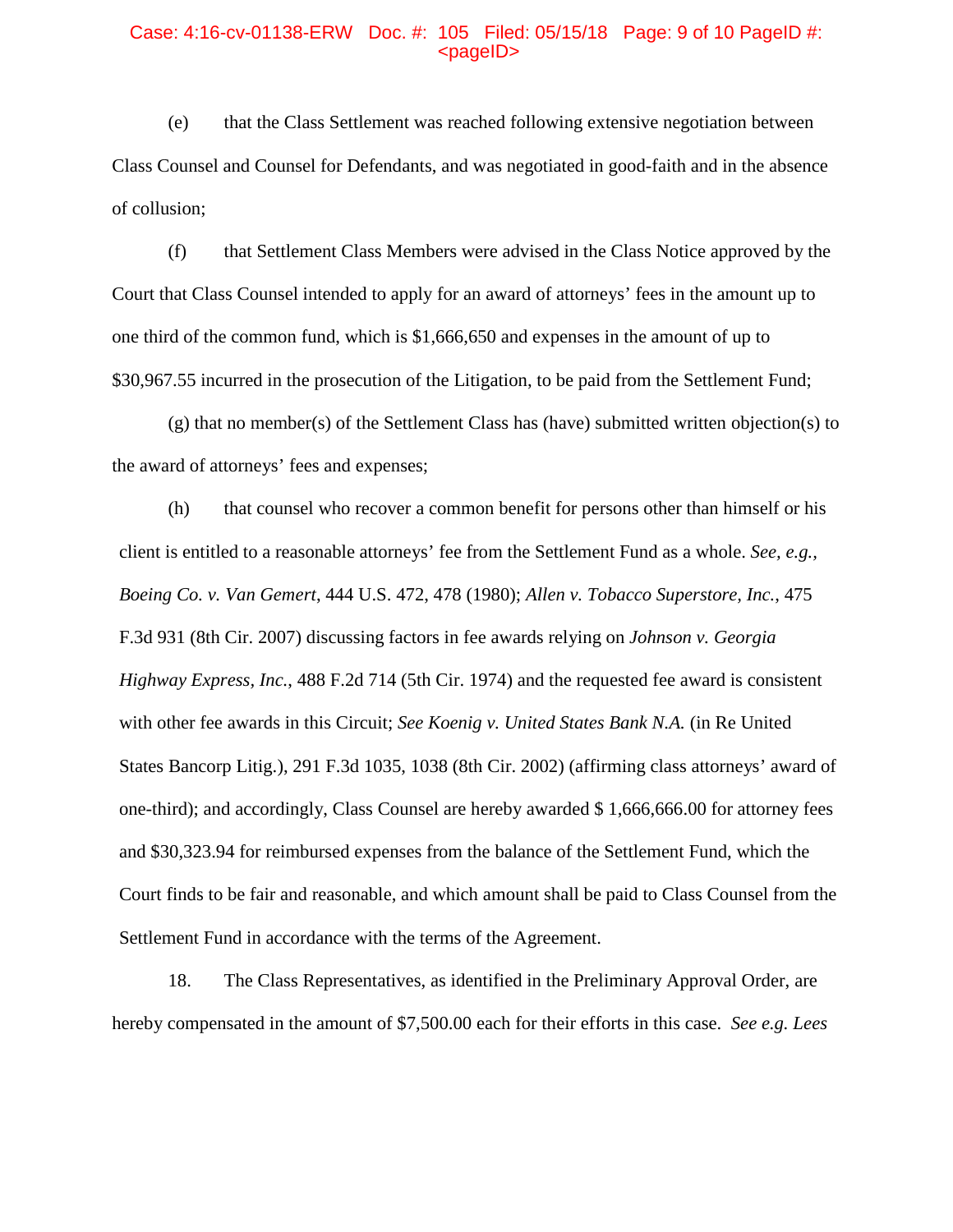(e) that the Class Settlement was reached following extensive negotiation between Class Counsel and Counsel for Defendants, and was negotiated in good-faith and in the absence of collusion;

(f) that Settlement Class Members were advised in the Class Notice approved by the Court that Class Counsel intended to apply for an award of attorneys' fees in the amount up to one third of the common fund, which is $1,666,650 and expenses in the amount of up to $30,967.55 incurred in the prosecution of the Litigation, to be paid from the Settlement Fund;

(g) that no member(s) of the Settlement Class has (have) submitted written objection(s) to the award of attorneys' fees and expenses;

(h) that counsel who recover a common benefit for persons other than himself or his client is entitled to a reasonable attorneys' fee from the Settlement Fund as a whole. *See, e.g., Boeing Co. v. Van Gemert*, 444 U.S. 472, 478 (1980); *Allen v. Tobacco Superstore, Inc.*, 475 F.3d 931 (8th Cir. 2007) discussing factors in fee awards relying on *Johnson v. Georgia Highway Express, Inc.*, 488 F.2d 714 (5th Cir. 1974) and the requested fee award is consistent with other fee awards in this Circuit; *See Koenig v. United States Bank N.A.* (in Re United States Bancorp Litig.), 291 F.3d 1035, 1038 (8th Cir. 2002) (affirming class attorneys' award of one-third); and accordingly, Class Counsel are hereby awarded $ 1,666,666.00 for attorney fees and $30,323.94 for reimbursed expenses from the balance of the Settlement Fund, which the Court finds to be fair and reasonable, and which amount shall be paid to Class Counsel from the Settlement Fund in accordance with the terms of the Agreement.

18. The Class Representatives, as identified in the Preliminary Approval Order, are hereby compensated in the amount of $7,500.00 each for their efforts in this case. *See e.g. Lees*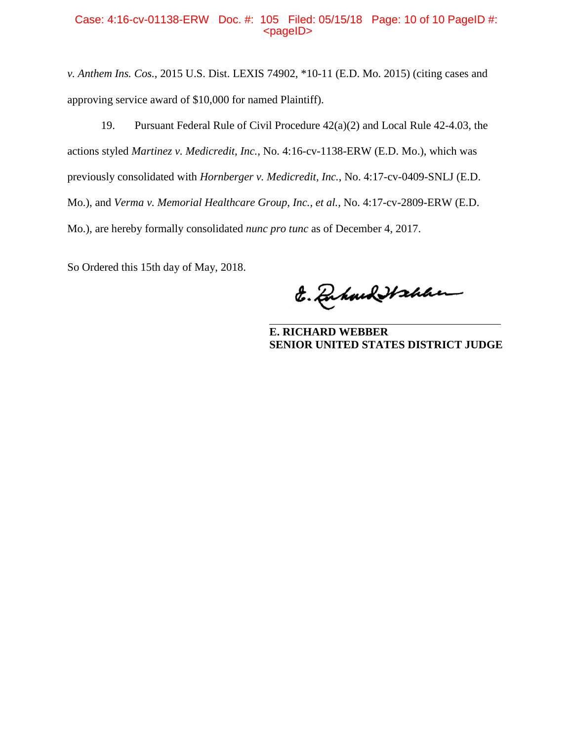*v. Anthem Ins. Cos.*, 2015 U.S. Dist. LEXIS 74902, *10-11 (E.D. Mo. 2015) (citing cases and approving service award of $10,000 for named Plaintiff).

19. Pursuant Federal Rule of Civil Procedure 42(a)(2) and Local Rule 42-4.03, the actions styled *Martinez v. Medicredit, Inc.*, No. 4:16-cv-1138-ERW (E.D. Mo.), which was previously consolidated with *Hornberger v. Medicredit, Inc.*, No. 4:17-cv-0409-SNLJ (E.D. Mo.), and *Verma v. Memorial Healthcare Group, Inc., et al.*, No. 4:17-cv-2809-ERW (E.D. Mo.), are hereby formally consolidated *nunc pro tunc* as of December 4, 2017.

So Ordered this 15th day of May, 2018.

**E. RICHARD WEBBER**
**SENIOR UNITED STATES DISTRICT JUDGE**